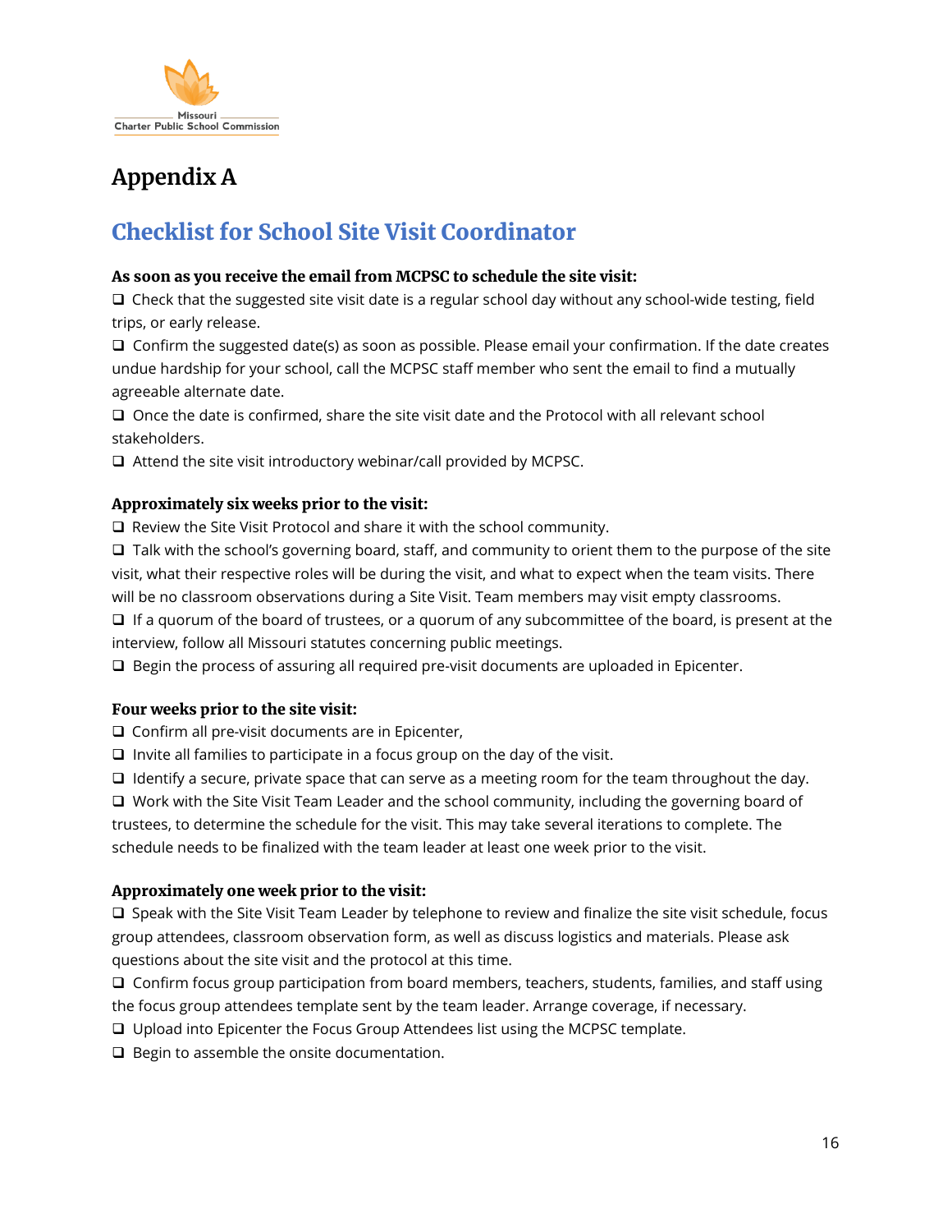# Appendix A

## Checklist for School Site Visit Coordinator

**As soon as you receive the email from MCPSC to schedule the site visit:**

- ❑ Check that the suggested site visit date is a regular school day without any school-wide testing, field trips, or early release.
- ❑ Confirm the suggested date(s) as soon as possible. Please email your confirmation. If the date creates undue hardship for your school, call the MCPSC staff member who sent the email to find a mutually agreeable alternate date.
- ❑ Once the date is confirmed, share the site visit date and the Protocol with all relevant school stakeholders.
- ❑ Attend the site visit introductory webinar/call provided by MCPSC.

**Approximately six weeks prior to the visit:**

- ❑ Review the Site Visit Protocol and share it with the school community.
- ❑ Talk with the school's governing board, staff, and community to orient them to the purpose of the site visit, what their respective roles will be during the visit, and what to expect when the team visits. There will be no classroom observations during a Site Visit. Team members may visit empty classrooms.
- ❑ If a quorum of the board of trustees, or a quorum of any subcommittee of the board, is present at the interview, follow all Missouri statutes concerning public meetings.
- ❑ Begin the process of assuring all required pre-visit documents are uploaded in Epicenter.

**Four weeks prior to the site visit:**

- ❑ Confirm all pre-visit documents are in Epicenter,
- ❑ Invite all families to participate in a focus group on the day of the visit.
- ❑ Identify a secure, private space that can serve as a meeting room for the team throughout the day.
- ❑ Work with the Site Visit Team Leader and the school community, including the governing board of trustees, to determine the schedule for the visit. This may take several iterations to complete. The schedule needs to be finalized with the team leader at least one week prior to the visit.

**Approximately one week prior to the visit:**

- ❑ Speak with the Site Visit Team Leader by telephone to review and finalize the site visit schedule, focus group attendees, classroom observation form, as well as discuss logistics and materials. Please ask questions about the site visit and the protocol at this time.
- ❑ Confirm focus group participation from board members, teachers, students, families, and staff using the focus group attendees template sent by the team leader. Arrange coverage, if necessary.
- ❑ Upload into Epicenter the Focus Group Attendees list using the MCPSC template.
- ❑ Begin to assemble the onsite documentation.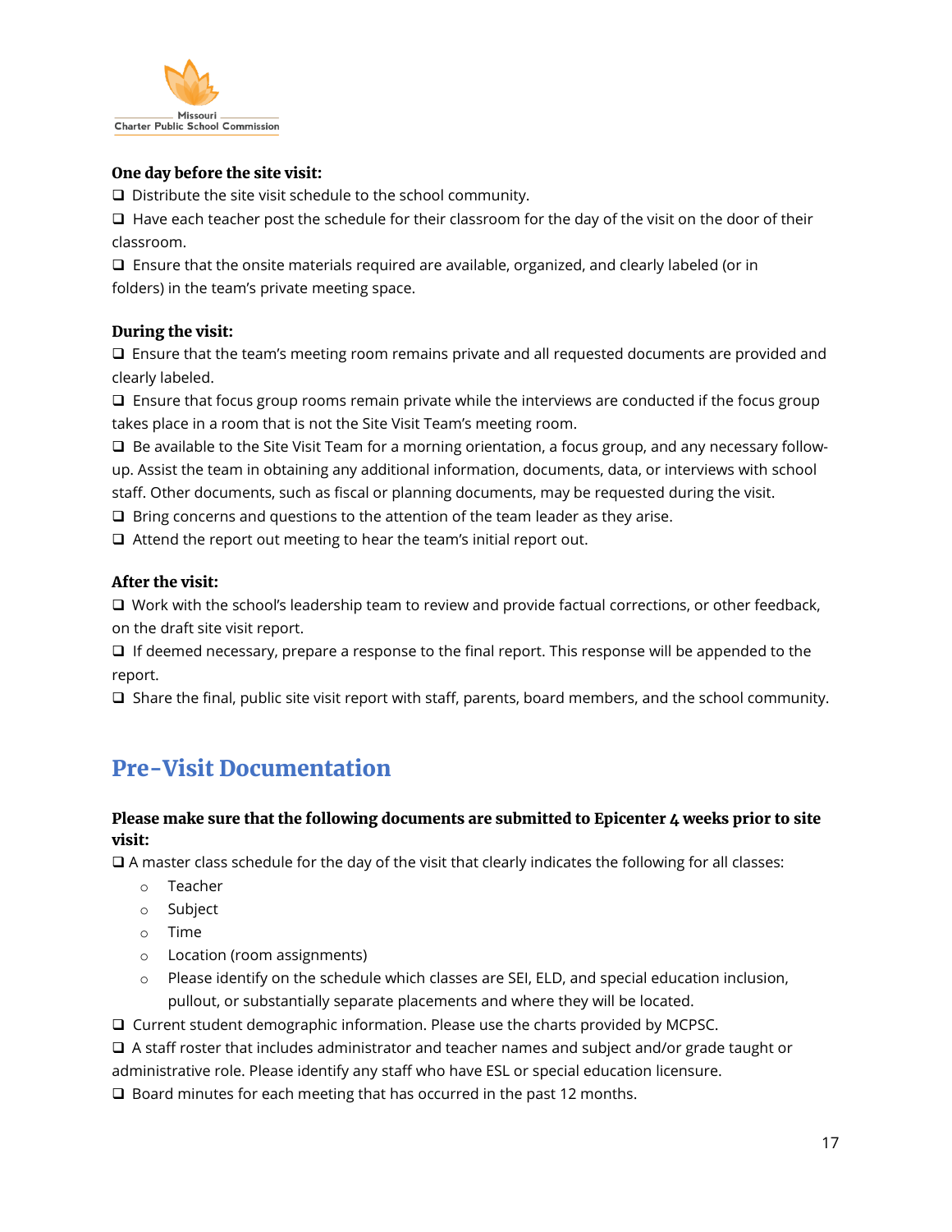**One day before the site visit:**

- ❑ Distribute the site visit schedule to the school community.
- ❑ Have each teacher post the schedule for their classroom for the day of the visit on the door of their classroom.
- ❑ Ensure that the onsite materials required are available, organized, and clearly labeled (or in folders) in the team's private meeting space.

**During the visit:**

- ❑ Ensure that the team's meeting room remains private and all requested documents are provided and clearly labeled.
- ❑ Ensure that focus group rooms remain private while the interviews are conducted if the focus group takes place in a room that is not the Site Visit Team's meeting room.
- ❑ Be available to the Site Visit Team for a morning orientation, a focus group, and any necessary follow-up. Assist the team in obtaining any additional information, documents, data, or interviews with school staff. Other documents, such as fiscal or planning documents, may be requested during the visit.
- ❑ Bring concerns and questions to the attention of the team leader as they arise.
- ❑ Attend the report out meeting to hear the team's initial report out.

**After the visit:**

- ❑ Work with the school's leadership team to review and provide factual corrections, or other feedback, on the draft site visit report.
- ❑ If deemed necessary, prepare a response to the final report. This response will be appended to the report.
- ❑ Share the final, public site visit report with staff, parents, board members, and the school community.

## Pre-Visit Documentation

**Please make sure that the following documents are submitted to Epicenter 4 weeks prior to site visit:**

- ❑ A master class schedule for the day of the visit that clearly indicates the following for all classes:
  - Teacher
  - Subject
  - Time
  - Location (room assignments)
  - Please identify on the schedule which classes are SEI, ELD, and special education inclusion, pullout, or substantially separate placements and where they will be located.
- ❑ Current student demographic information. Please use the charts provided by MCPSC.
- ❑ A staff roster that includes administrator and teacher names and subject and/or grade taught or administrative role. Please identify any staff who have ESL or special education licensure.
- ❑ Board minutes for each meeting that has occurred in the past 12 months.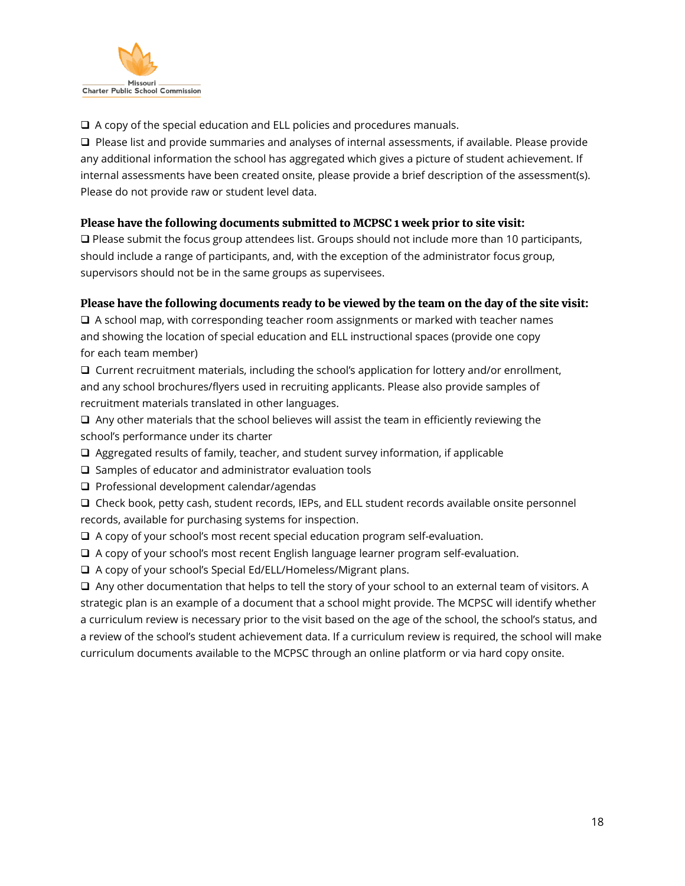- [ ] A copy of the special education and ELL policies and procedures manuals.
- [ ] Please list and provide summaries and analyses of internal assessments, if available. Please provide any additional information the school has aggregated which gives a picture of student achievement. If internal assessments have been created onsite, please provide a brief description of the assessment(s). Please do not provide raw or student level data.

**Please have the following documents submitted to MCPSC 1 week prior to site visit:**

- [ ] Please submit the focus group attendees list. Groups should not include more than 10 participants, should include a range of participants, and, with the exception of the administrator focus group, supervisors should not be in the same groups as supervisees.

**Please have the following documents ready to be viewed by the team on the day of the site visit:**

- [ ] A school map, with corresponding teacher room assignments or marked with teacher names and showing the location of special education and ELL instructional spaces (provide one copy for each team member)
- [ ] Current recruitment materials, including the school's application for lottery and/or enrollment, and any school brochures/flyers used in recruiting applicants. Please also provide samples of recruitment materials translated in other languages.
- [ ] Any other materials that the school believes will assist the team in efficiently reviewing the school's performance under its charter
- [ ] Aggregated results of family, teacher, and student survey information, if applicable
- [ ] Samples of educator and administrator evaluation tools
- [ ] Professional development calendar/agendas
- [ ] Check book, petty cash, student records, IEPs, and ELL student records available onsite personnel records, available for purchasing systems for inspection.
- [ ] A copy of your school's most recent special education program self-evaluation.
- [ ] A copy of your school's most recent English language learner program self-evaluation.
- [ ] A copy of your school's Special Ed/ELL/Homeless/Migrant plans.
- [ ] Any other documentation that helps to tell the story of your school to an external team of visitors. A strategic plan is an example of a document that a school might provide. The MCPSC will identify whether a curriculum review is necessary prior to the visit based on the age of the school, the school's status, and a review of the school's student achievement data. If a curriculum review is required, the school will make curriculum documents available to the MCPSC through an online platform or via hard copy onsite.